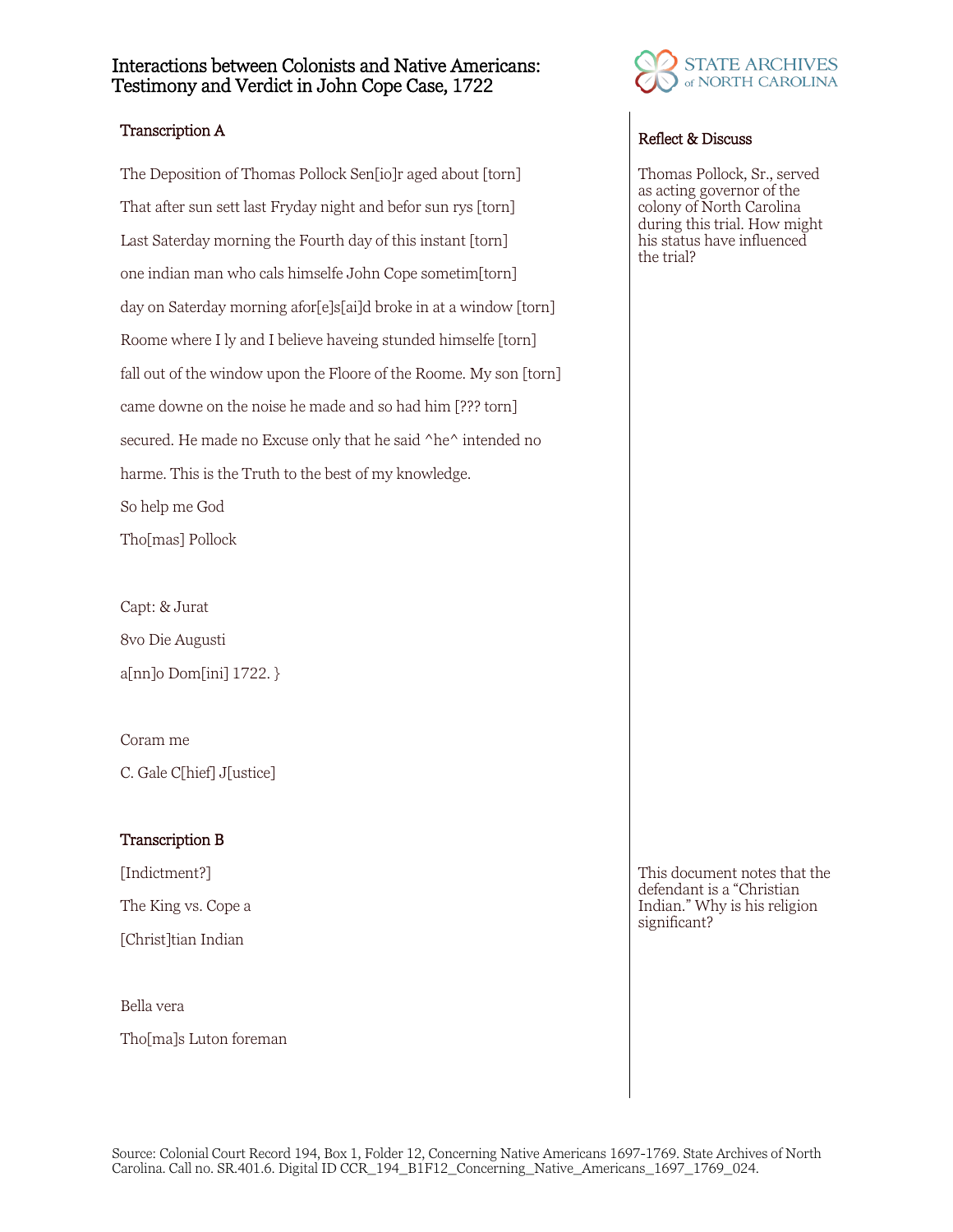# Interactions between Colonists and Native Americans: Testimony and Verdict in John Cope Case, 1722

STATE ARCHIVES of NORTH CAROLINA

## Transcription A

The Deposition of Thomas Pollock Sen[io]r aged about [torn]

That after sun sett last Fryday night and befor sun rys [torn]

Last Saterday morning the Fourth day of this instant [torn]

one indian man who cals himselfe John Cope sometim[torn]

day on Saterday morning afor[e]s[ai]d broke in at a window [torn]

Roome where I ly and I believe haveing stunded himselfe [torn]

fall out of the window upon the Floore of the Roome. My son [torn]

came downe on the noise he made and so had him [??? torn]

secured. He made no Excuse only that he said ^he^ intended no

harme. This is the Truth to the best of my knowledge.

So help me God

Tho[mas] Pollock

Capt: & Jurat

8vo Die Augusti

a[nn]o Dom[ini] 1722. }

Coram me

C. Gale C[hief] J[ustice]

## Transcription B

[Indictment?]

The King vs. Cope a

[Christ]tian Indian

Bella vera

Tho[ma]s Luton foreman

### Reflect & Discuss

Thomas Pollock, Sr., served as acting governor of the colony of North Carolina during this trial. How might his status have influenced the trial?

This document notes that the defendant is a "Christian Indian." Why is his religion significant?

Source: Colonial Court Record 194, Box 1, Folder 12, Concerning Native Americans 1697-1769. State Archives of North Carolina. Call no. SR.401.6. Digital ID CCR_194_B1F12_Concerning_Native_Americans_1697_1769_024.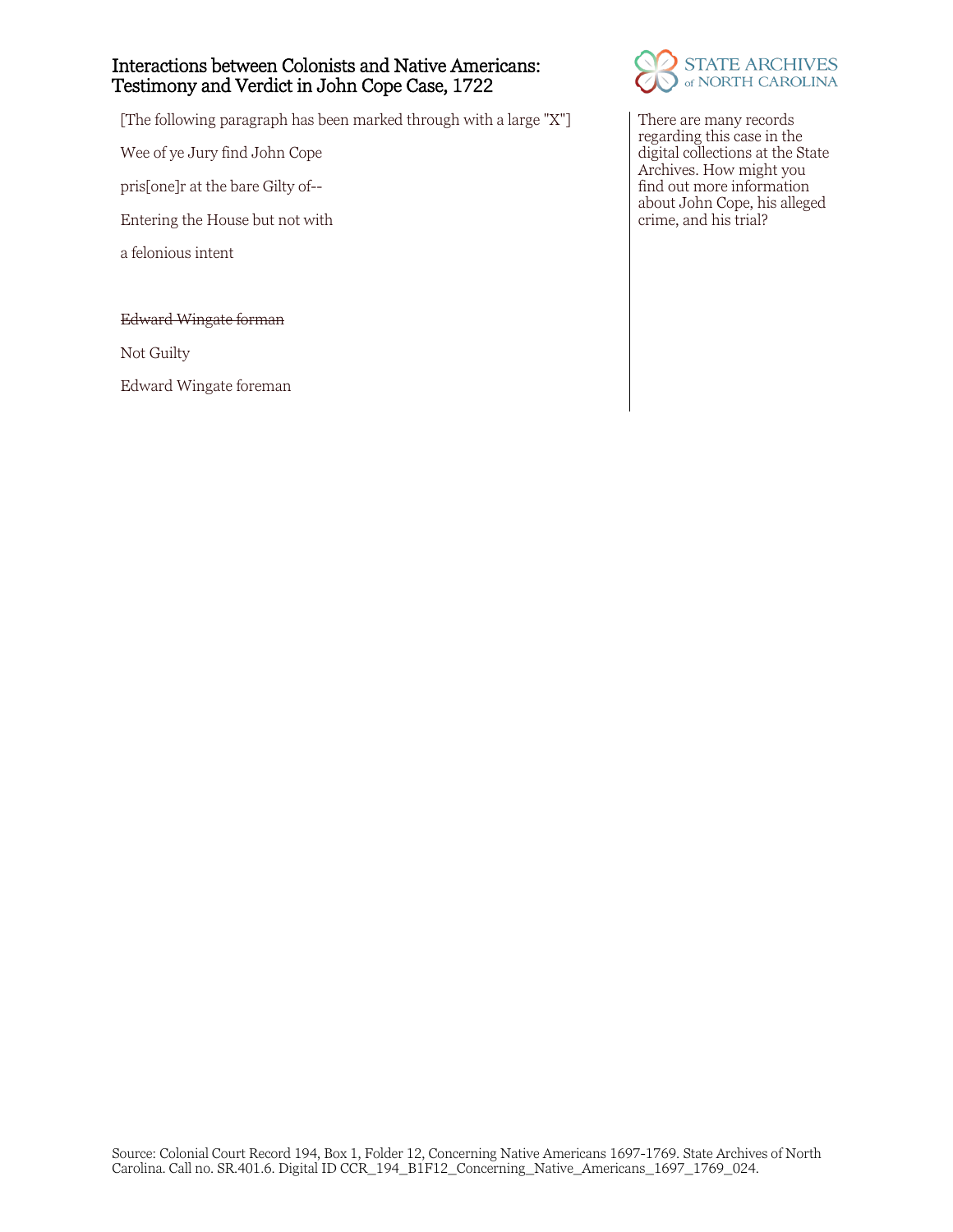# Interactions between Colonists and Native Americans: Testimony and Verdict in John Cope Case, 1722

[The following paragraph has been marked through with a large "X"]

Wee of ye Jury find John Cope

pris[one]r at the bare Gilty of--

Entering the House but not with

a felonious intent

~~Edward Wingate forman~~

Not Guilty

Edward Wingate foreman

There are many records regarding this case in the digital collections at the State Archives. How might you find out more information about John Cope, his alleged crime, and his trial?

Source: Colonial Court Record 194, Box 1, Folder 12, Concerning Native Americans 1697-1769. State Archives of North Carolina. Call no. SR.401.6. Digital ID CCR_194_B1F12_Concerning_Native_Americans_1697_1769_024.